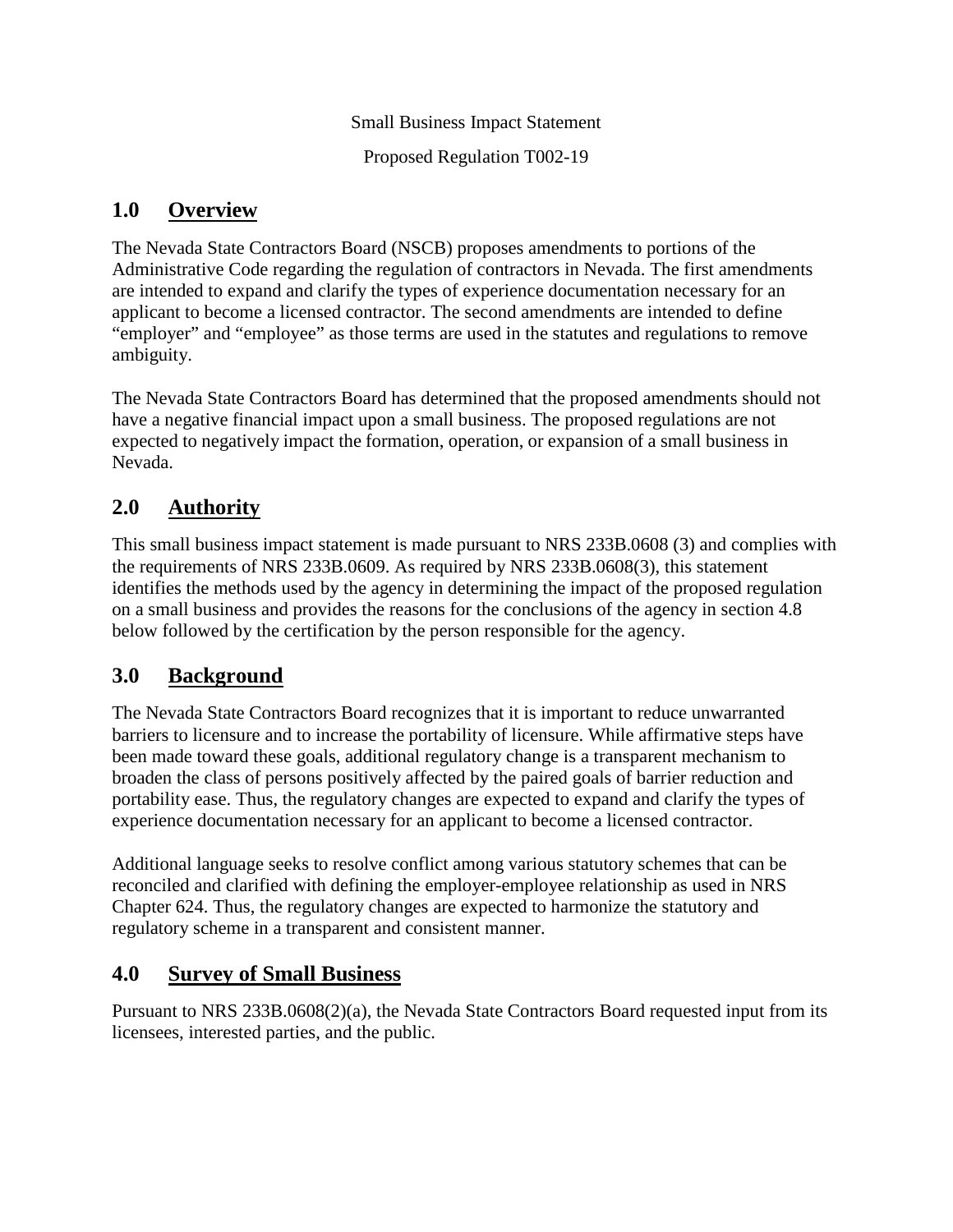Small Business Impact Statement

Proposed Regulation T002-19

## 1.0 Overview

The Nevada State Contractors Board (NSCB) proposes amendments to portions of the Administrative Code regarding the regulation of contractors in Nevada. The first amendments are intended to expand and clarify the types of experience documentation necessary for an applicant to become a licensed contractor. The second amendments are intended to define "employer" and "employee" as those terms are used in the statutes and regulations to remove ambiguity.

The Nevada State Contractors Board has determined that the proposed amendments should not have a negative financial impact upon a small business. The proposed regulations are not expected to negatively impact the formation, operation, or expansion of a small business in Nevada.

## 2.0 Authority

This small business impact statement is made pursuant to NRS 233B.0608 (3) and complies with the requirements of NRS 233B.0609. As required by NRS 233B.0608(3), this statement identifies the methods used by the agency in determining the impact of the proposed regulation on a small business and provides the reasons for the conclusions of the agency in section 4.8 below followed by the certification by the person responsible for the agency.

## 3.0 Background

The Nevada State Contractors Board recognizes that it is important to reduce unwarranted barriers to licensure and to increase the portability of licensure. While affirmative steps have been made toward these goals, additional regulatory change is a transparent mechanism to broaden the class of persons positively affected by the paired goals of barrier reduction and portability ease. Thus, the regulatory changes are expected to expand and clarify the types of experience documentation necessary for an applicant to become a licensed contractor.

Additional language seeks to resolve conflict among various statutory schemes that can be reconciled and clarified with defining the employer-employee relationship as used in NRS Chapter 624. Thus, the regulatory changes are expected to harmonize the statutory and regulatory scheme in a transparent and consistent manner.

## 4.0 Survey of Small Business

Pursuant to NRS 233B.0608(2)(a), the Nevada State Contractors Board requested input from its licensees, interested parties, and the public.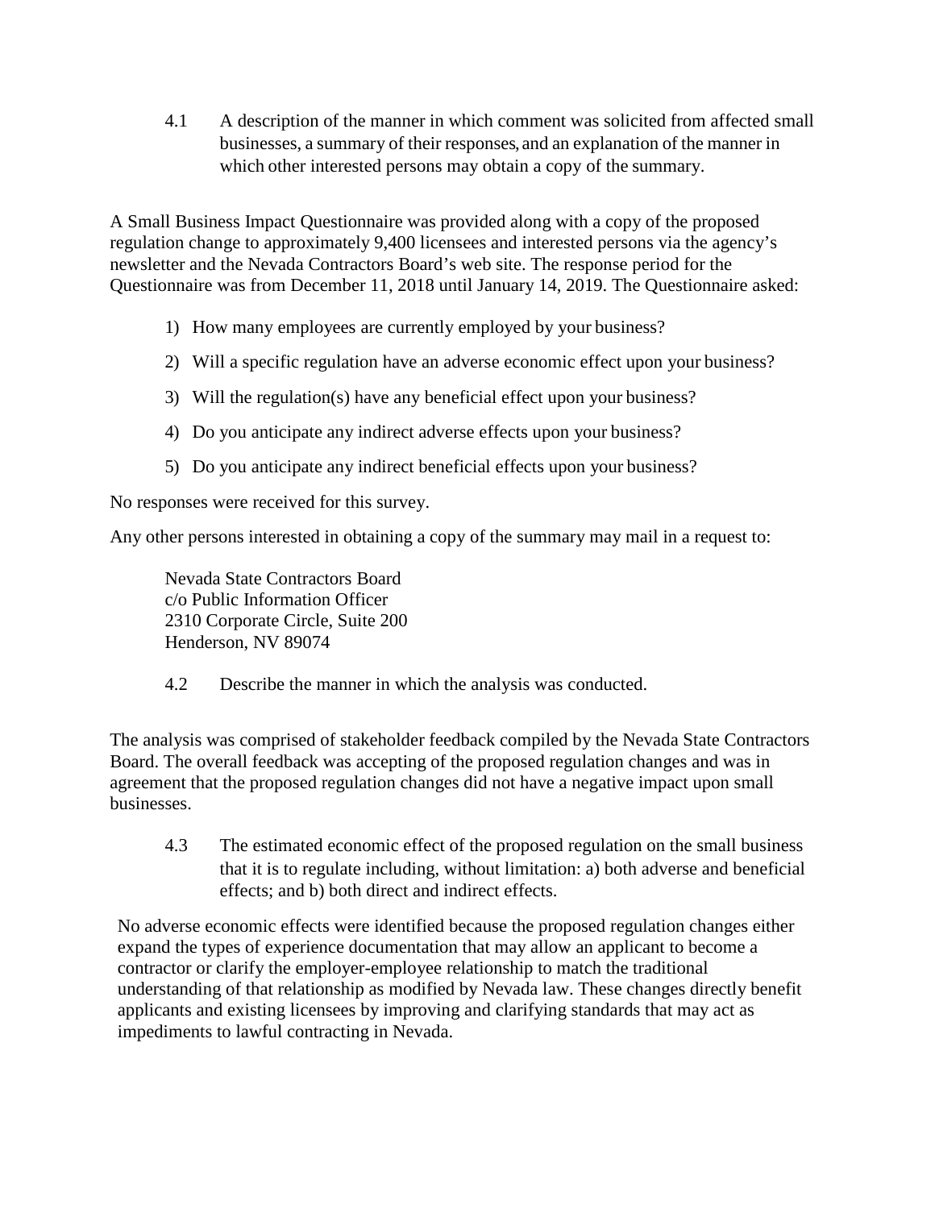4.1 A description of the manner in which comment was solicited from affected small businesses, a summary of their responses, and an explanation of the manner in which other interested persons may obtain a copy of the summary.

A Small Business Impact Questionnaire was provided along with a copy of the proposed regulation change to approximately 9,400 licensees and interested persons via the agency's newsletter and the Nevada Contractors Board's web site. The response period for the Questionnaire was from December 11, 2018 until January 14, 2019. The Questionnaire asked:

1) How many employees are currently employed by your business?
2) Will a specific regulation have an adverse economic effect upon your business?
3) Will the regulation(s) have any beneficial effect upon your business?
4) Do you anticipate any indirect adverse effects upon your business?
5) Do you anticipate any indirect beneficial effects upon your business?

No responses were received for this survey.

Any other persons interested in obtaining a copy of the summary may mail in a request to:

Nevada State Contractors Board
c/o Public Information Officer
2310 Corporate Circle, Suite 200
Henderson, NV 89074

4.2 Describe the manner in which the analysis was conducted.

The analysis was comprised of stakeholder feedback compiled by the Nevada State Contractors Board. The overall feedback was accepting of the proposed regulation changes and was in agreement that the proposed regulation changes did not have a negative impact upon small businesses.

4.3 The estimated economic effect of the proposed regulation on the small business that it is to regulate including, without limitation: a) both adverse and beneficial effects; and b) both direct and indirect effects.

No adverse economic effects were identified because the proposed regulation changes either expand the types of experience documentation that may allow an applicant to become a contractor or clarify the employer-employee relationship to match the traditional understanding of that relationship as modified by Nevada law. These changes directly benefit applicants and existing licensees by improving and clarifying standards that may act as impediments to lawful contracting in Nevada.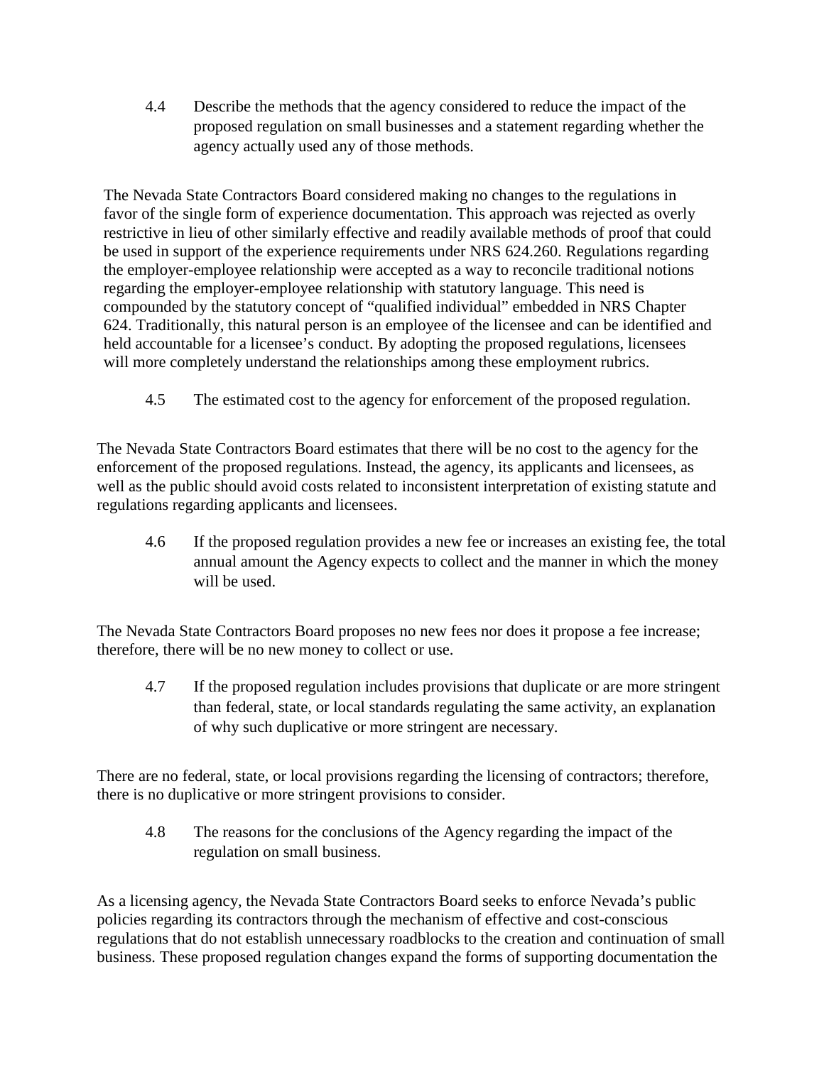4.4 Describe the methods that the agency considered to reduce the impact of the proposed regulation on small businesses and a statement regarding whether the agency actually used any of those methods.

The Nevada State Contractors Board considered making no changes to the regulations in favor of the single form of experience documentation. This approach was rejected as overly restrictive in lieu of other similarly effective and readily available methods of proof that could be used in support of the experience requirements under NRS 624.260. Regulations regarding the employer-employee relationship were accepted as a way to reconcile traditional notions regarding the employer-employee relationship with statutory language. This need is compounded by the statutory concept of "qualified individual" embedded in NRS Chapter 624. Traditionally, this natural person is an employee of the licensee and can be identified and held accountable for a licensee's conduct. By adopting the proposed regulations, licensees will more completely understand the relationships among these employment rubrics.

4.5 The estimated cost to the agency for enforcement of the proposed regulation.

The Nevada State Contractors Board estimates that there will be no cost to the agency for the enforcement of the proposed regulations. Instead, the agency, its applicants and licensees, as well as the public should avoid costs related to inconsistent interpretation of existing statute and regulations regarding applicants and licensees.

4.6 If the proposed regulation provides a new fee or increases an existing fee, the total annual amount the Agency expects to collect and the manner in which the money will be used.

The Nevada State Contractors Board proposes no new fees nor does it propose a fee increase; therefore, there will be no new money to collect or use.

4.7 If the proposed regulation includes provisions that duplicate or are more stringent than federal, state, or local standards regulating the same activity, an explanation of why such duplicative or more stringent are necessary.

There are no federal, state, or local provisions regarding the licensing of contractors; therefore, there is no duplicative or more stringent provisions to consider.

4.8 The reasons for the conclusions of the Agency regarding the impact of the regulation on small business.

As a licensing agency, the Nevada State Contractors Board seeks to enforce Nevada's public policies regarding its contractors through the mechanism of effective and cost-conscious regulations that do not establish unnecessary roadblocks to the creation and continuation of small business. These proposed regulation changes expand the forms of supporting documentation the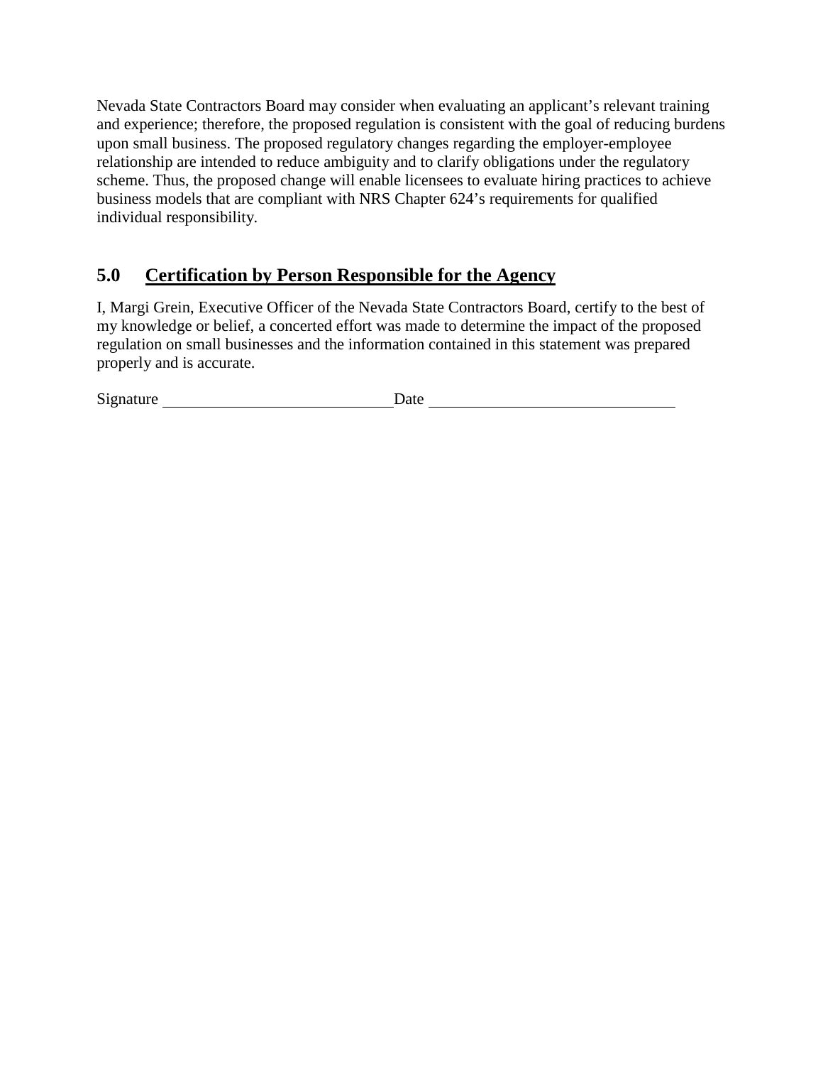Nevada State Contractors Board may consider when evaluating an applicant's relevant training and experience; therefore, the proposed regulation is consistent with the goal of reducing burdens upon small business. The proposed regulatory changes regarding the employer-employee relationship are intended to reduce ambiguity and to clarify obligations under the regulatory scheme. Thus, the proposed change will enable licensees to evaluate hiring practices to achieve business models that are compliant with NRS Chapter 624's requirements for qualified individual responsibility.

## 5.0 Certification by Person Responsible for the Agency

I, Margi Grein, Executive Officer of the Nevada State Contractors Board, certify to the best of my knowledge or belief, a concerted effort was made to determine the impact of the proposed regulation on small businesses and the information contained in this statement was prepared properly and is accurate.

Signature ____________________________ Date ______________________________